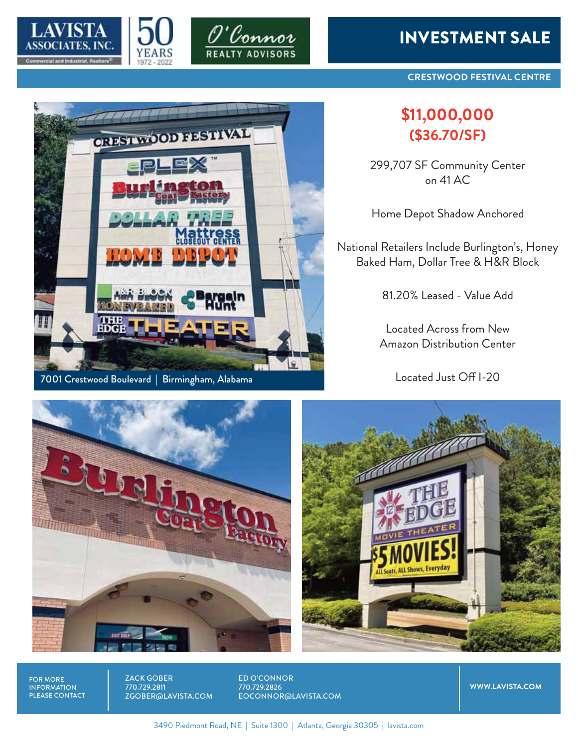LAVISTA ASSOCIATES, INC.
Commercial and Industrial, Realtors®

50 YEARS 1972 - 2022

O'Connor REALTY ADVISORS

# INVESTMENT SALE

## CRESTWOOD FESTIVAL CENTRE

7001 Crestwood Boulevard | Birmingham, Alabama

## $11,000,000
## ($36.70/SF)

299,707 SF Community Center on 41 AC

Home Depot Shadow Anchored

National Retailers Include Burlington's, Honey Baked Ham, Dollar Tree & H&R Block

81.20% Leased - Value Add

Located Across from New Amazon Distribution Center

Located Just Off I-20

FOR MORE INFORMATION PLEASE CONTACT

ZACK GOBER
770.729.2811
ZGOBER@LAVISTA.COM

ED O'CONNOR
770.729.2826
EOCONNOR@LAVISTA.COM

WWW.LAVISTA.COM

3490 Piedmont Road, NE | Suite 1300 | Atlanta, Georgia 30305 | lavista.com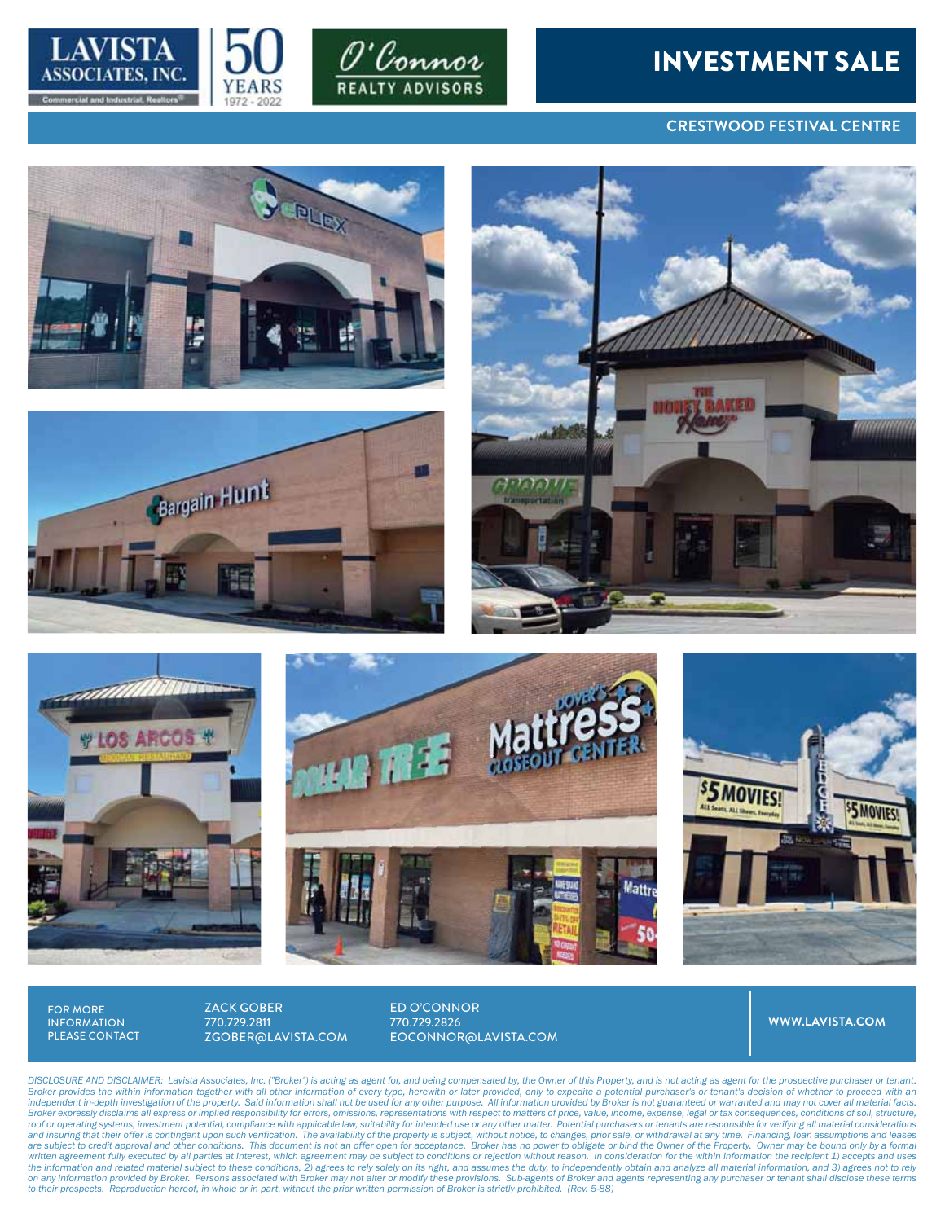LAVISTA ASSOCIATES, INC.
Commercial and Industrial, Realtors®

50 YEARS 1972 - 2022

O'Connor REALTY ADVISORS

# INVESTMENT SALE

## CRESTWOOD FESTIVAL CENTRE

FOR MORE INFORMATION PLEASE CONTACT

ZACK GOBER
770.729.2811
ZGOBER@LAVISTA.COM

ED O'CONNOR
770.729.2826
EOCONNOR@LAVISTA.COM

WWW.LAVISTA.COM

*DISCLOSURE AND DISCLAIMER: Lavista Associates, Inc. ("Broker") is acting as agent for, and being compensated by, the Owner of this Property, and is not acting as agent for the prospective purchaser or tenant. Broker provides the within information together with all other information of every type, herewith or later provided, only to expedite a potential purchaser's or tenant's decision of whether to proceed with an independent in-depth investigation of the property. Said information shall not be used for any other purpose. All information provided by Broker is not guaranteed or warranted and may not cover all material facts. Broker expressly disclaims all express or implied responsibility for errors, omissions, representations with respect to matters of price, value, income, expense, legal or tax consequences, conditions of soil, structure, roof or operating systems, investment potential, compliance with applicable law, suitability for intended use or any other matter. Potential purchasers or tenants are responsible for verifying all material considerations and insuring that their offer is contingent upon such verification. The availability of the property is subject, without notice, to changes, prior sale, or withdrawal at any time. Financing, loan assumptions and leases are subject to credit approval and other conditions. This document is not an offer open for acceptance. Broker has no power to obligate or bind the Owner of the Property. Owner may be bound only by a formal written agreement fully executed by all parties at interest, which agreement may be subject to conditions or rejection without reason. In consideration for the within information the recipient 1) accepts and uses the information and related material subject to these conditions, 2) agrees to rely solely on its right, and assumes the duty, to independently obtain and analyze all material information, and 3) agrees not to rely on any information provided by Broker. Persons associated with Broker may not alter or modify these provisions. Sub-agents of Broker and agents representing any purchaser or tenant shall disclose these terms to their prospects. Reproduction hereof, in whole or in part, without the prior written permission of Broker is strictly prohibited. (Rev. 5-88)*